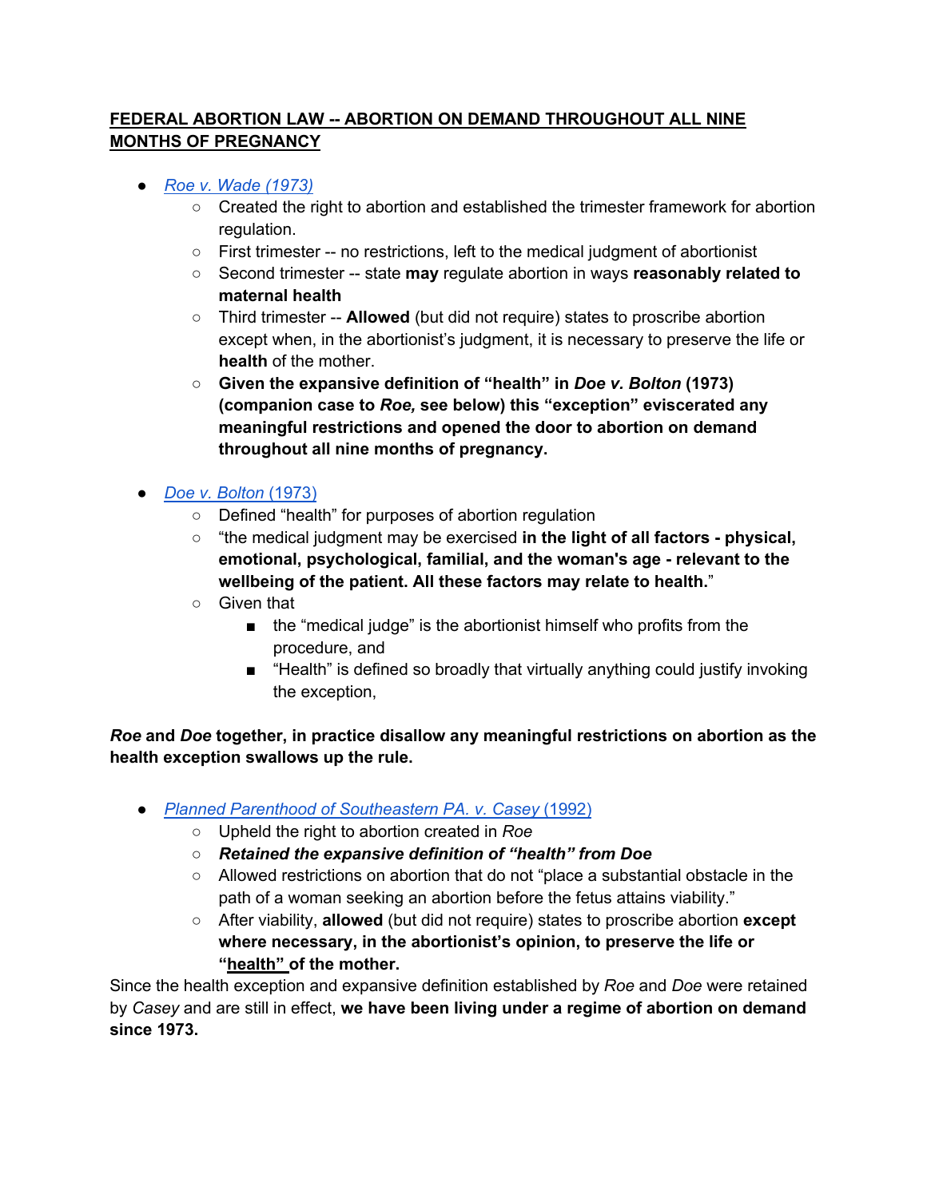**FEDERAL ABORTION LAW -- ABORTION ON DEMAND THROUGHOUT ALL NINE MONTHS OF PREGNANCY**

- *Roe v. Wade (1973)*
  - Created the right to abortion and established the trimester framework for abortion regulation.
  - First trimester -- no restrictions, left to the medical judgment of abortionist
  - Second trimester -- state **may** regulate abortion in ways **reasonably related to maternal health**
  - Third trimester -- **Allowed** (but did not require) states to proscribe abortion except when, in the abortionist's judgment, it is necessary to preserve the life or **health** of the mother.
  - **Given the expansive definition of "health" in *Doe v. Bolton* (1973) (companion case to *Roe,* see below) this "exception" eviscerated any meaningful restrictions and opened the door to abortion on demand throughout all nine months of pregnancy.**

- *Doe v. Bolton* (1973)
  - Defined "health" for purposes of abortion regulation
  - "the medical judgment may be exercised **in the light of all factors - physical, emotional, psychological, familial, and the woman's age - relevant to the wellbeing of the patient. All these factors may relate to health.**"
  - Given that
    - the "medical judge" is the abortionist himself who profits from the procedure, and
    - "Health" is defined so broadly that virtually anything could justify invoking the exception,

***Roe* and *Doe* together, in practice disallow any meaningful restrictions on abortion as the health exception swallows up the rule.**

- *Planned Parenthood of Southeastern PA. v. Casey* (1992)
  - Upheld the right to abortion created in *Roe*
  - ***Retained the expansive definition of "health" from Doe***
  - Allowed restrictions on abortion that do not "place a substantial obstacle in the path of a woman seeking an abortion before the fetus attains viability."
  - After viability, **allowed** (but did not require) states to proscribe abortion **except where necessary, in the abortionist's opinion, to preserve the life or "health" of the mother.**

Since the health exception and expansive definition established by *Roe* and *Doe* were retained by *Casey* and are still in effect, **we have been living under a regime of abortion on demand since 1973.**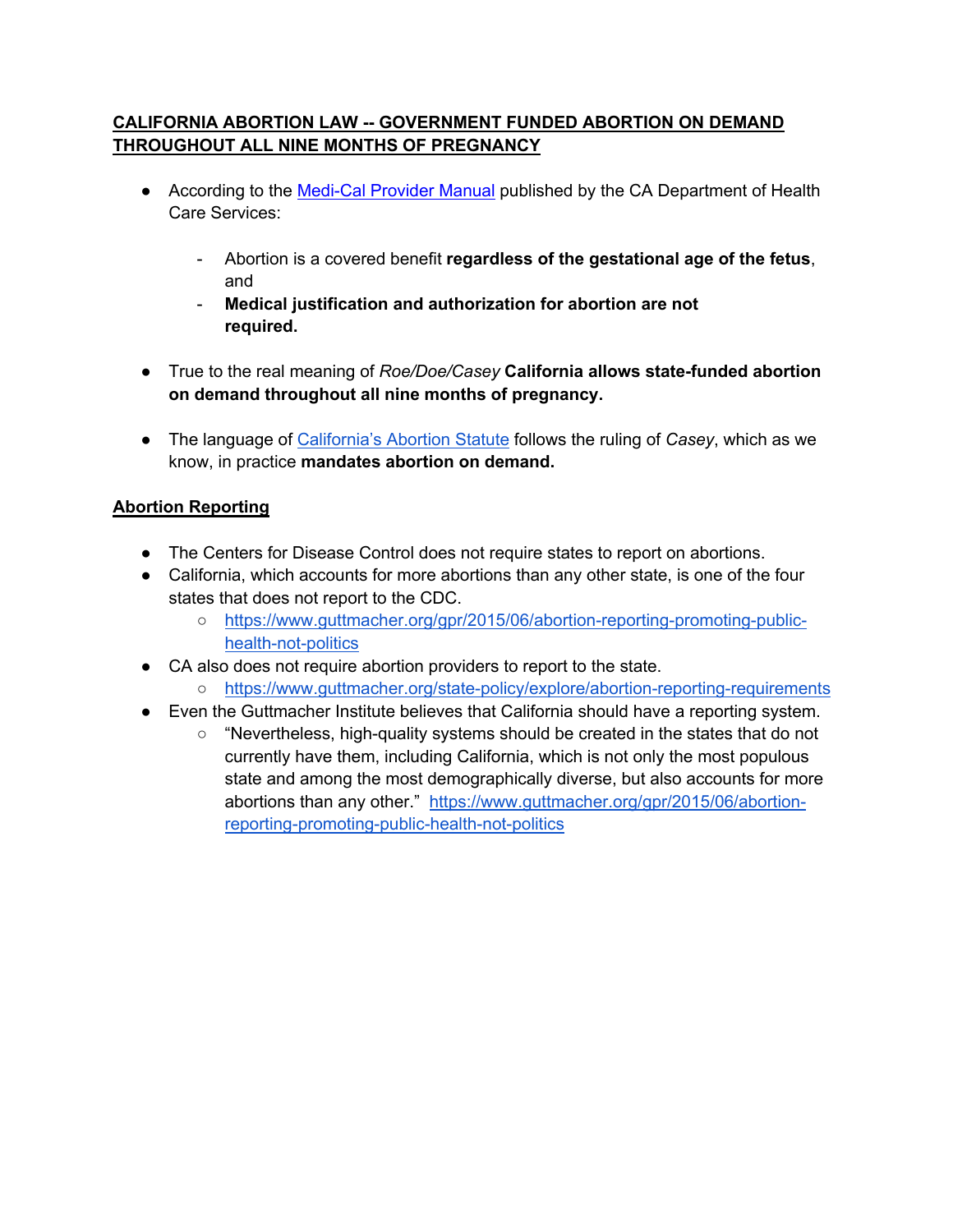**CALIFORNIA ABORTION LAW -- GOVERNMENT FUNDED ABORTION ON DEMAND THROUGHOUT ALL NINE MONTHS OF PREGNANCY**

- According to the Medi-Cal Provider Manual published by the CA Department of Health Care Services:
  - Abortion is a covered benefit **regardless of the gestational age of the fetus**, and
  - **Medical justification and authorization for abortion are not required.**
- True to the real meaning of *Roe/Doe/Casey* **California allows state-funded abortion on demand throughout all nine months of pregnancy.**
- The language of California's Abortion Statute follows the ruling of *Casey*, which as we know, in practice **mandates abortion on demand.**

**Abortion Reporting**

- The Centers for Disease Control does not require states to report on abortions.
- California, which accounts for more abortions than any other state, is one of the four states that does not report to the CDC.
  - https://www.guttmacher.org/gpr/2015/06/abortion-reporting-promoting-public-health-not-politics
- CA also does not require abortion providers to report to the state.
  - https://www.guttmacher.org/state-policy/explore/abortion-reporting-requirements
- Even the Guttmacher Institute believes that California should have a reporting system.
  - "Nevertheless, high-quality systems should be created in the states that do not currently have them, including California, which is not only the most populous state and among the most demographically diverse, but also accounts for more abortions than any other." https://www.guttmacher.org/gpr/2015/06/abortion-reporting-promoting-public-health-not-politics